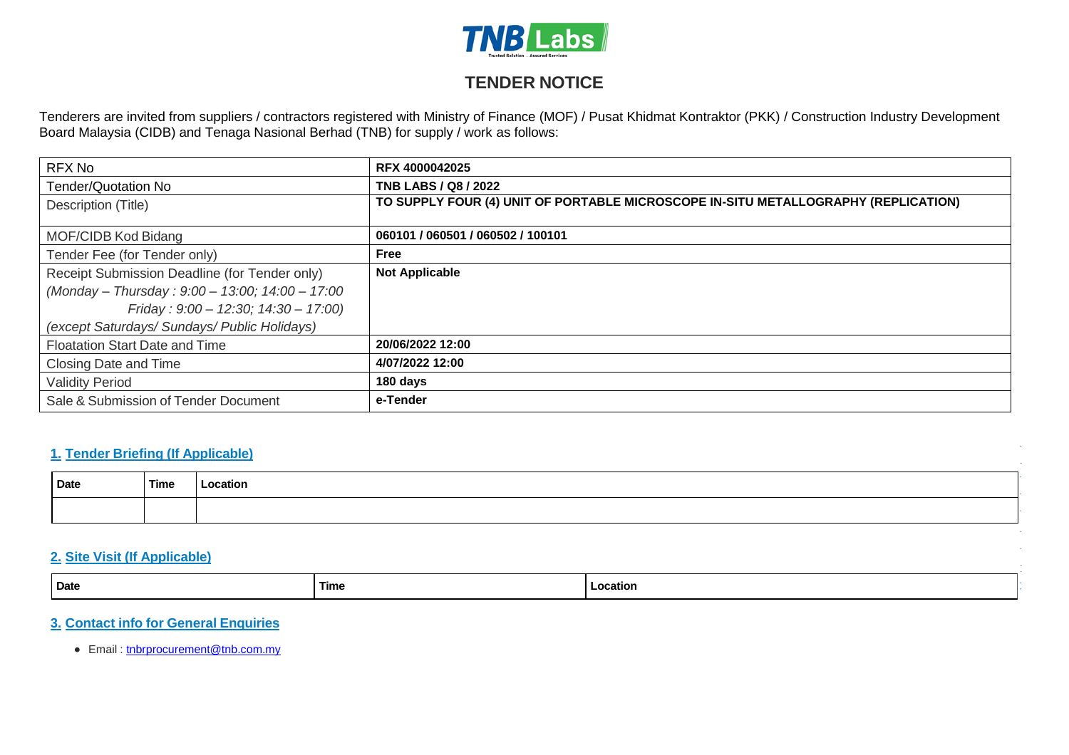# TENDER NOTICE

Tenderers are invited from suppliers / contractors registered with Ministry of Finance (MOF) / Pusat Khidmat Kontraktor (PKK) / Construction Industry Development Board Malaysia (CIDB) and Tenaga Nasional Berhad (TNB) for supply / work as follows:

| | |
|---|---|
| RFX No | **RFX 4000042025** |
| Tender/Quotation No | **TNB LABS / Q8 / 2022** |
| Description (Title) | **TO SUPPLY FOUR (4) UNIT OF PORTABLE MICROSCOPE IN-SITU METALLOGRAPHY (REPLICATION)** |
| MOF/CIDB Kod Bidang | **060101 / 060501 / 060502 / 100101** |
| Tender Fee (for Tender only) | **Free** |
| Receipt Submission Deadline (for Tender only)<br>*(Monday – Thursday : 9:00 – 13:00; 14:00 – 17:00<br>Friday : 9:00 – 12:30; 14:30 – 17:00)<br>(except Saturdays/ Sundays/ Public Holidays)* | **Not Applicable** |
| Floatation Start Date and Time | **20/06/2022 12:00** |
| Closing Date and Time | **4/07/2022 12:00** |
| Validity Period | **180 days** |
| Sale & Submission of Tender Document | **e-Tender** |

## 1. Tender Briefing (If Applicable)

| Date | Time | Location |
|---|---|---|
| | | |

## 2. Site Visit (If Applicable)

| Date | Time | Location |
|---|---|---|

## 3. Contact info for General Enquiries

- Email : tnbrprocurement@tnb.com.my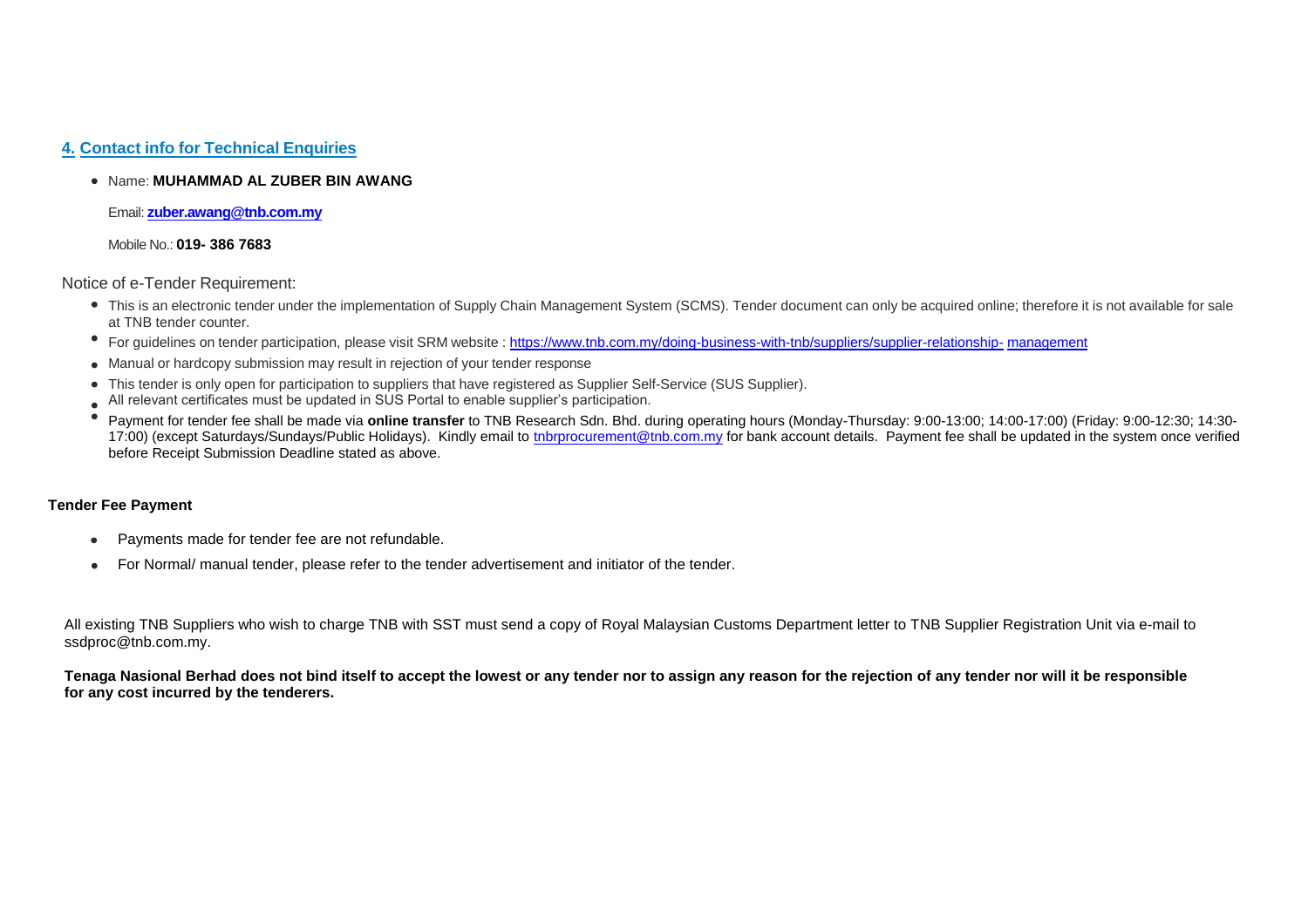## 4. Contact info for Technical Enquiries

- Name: **MUHAMMAD AL ZUBER BIN AWANG**

  Email: **zuber.awang@tnb.com.my**

  Mobile No.: **019- 386 7683**

Notice of e-Tender Requirement:

- This is an electronic tender under the implementation of Supply Chain Management System (SCMS). Tender document can only be acquired online; therefore it is not available for sale at TNB tender counter.
- For guidelines on tender participation, please visit SRM website : https://www.tnb.com.my/doing-business-with-tnb/suppliers/supplier-relationship- management
- Manual or hardcopy submission may result in rejection of your tender response
- This tender is only open for participation to suppliers that have registered as Supplier Self-Service (SUS Supplier).
- All relevant certificates must be updated in SUS Portal to enable supplier's participation.
- Payment for tender fee shall be made via **online transfer** to TNB Research Sdn. Bhd. during operating hours (Monday-Thursday: 9:00-13:00; 14:00-17:00) (Friday: 9:00-12:30; 14:30-17:00) (except Saturdays/Sundays/Public Holidays). Kindly email to tnbrprocurement@tnb.com.my for bank account details. Payment fee shall be updated in the system once verified before Receipt Submission Deadline stated as above.

**Tender Fee Payment**

- Payments made for tender fee are not refundable.
- For Normal/ manual tender, please refer to the tender advertisement and initiator of the tender.

All existing TNB Suppliers who wish to charge TNB with SST must send a copy of Royal Malaysian Customs Department letter to TNB Supplier Registration Unit via e-mail to ssdproc@tnb.com.my.

**Tenaga Nasional Berhad does not bind itself to accept the lowest or any tender nor to assign any reason for the rejection of any tender nor will it be responsible for any cost incurred by the tenderers.**